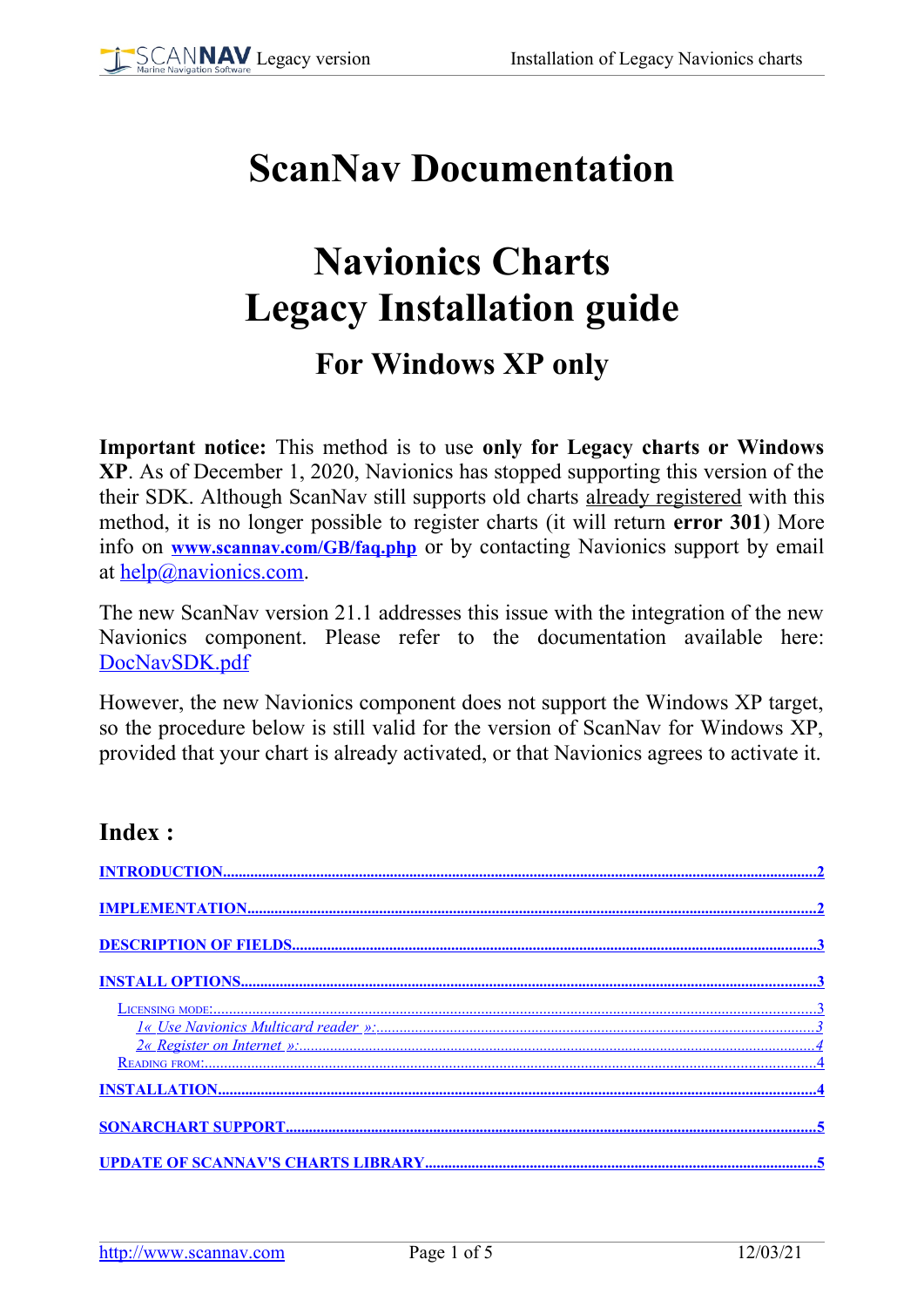# ScanNav Documentation

# Navionics Charts
# Legacy Installation guide

## For Windows XP only

**Important notice:** This method is to use **only for Legacy charts or Windows XP**. As of December 1, 2020, Navionics has stopped supporting this version of the their SDK. Although ScanNav still supports old charts already registered with this method, it is no longer possible to register charts (it will return **error 301**) More info on **www.scannav.com/GB/faq.php** or by contacting Navionics support by email at help@navionics.com.

The new ScanNav version 21.1 addresses this issue with the integration of the new Navionics component. Please refer to the documentation available here: DocNavSDK.pdf

However, the new Navionics component does not support the Windows XP target, so the procedure below is still valid for the version of ScanNav for Windows XP, provided that your chart is already activated, or that Navionics agrees to activate it.

## Index :

- INTRODUCTION .......... 2
- IMPLEMENTATION .......... 2
- DESCRIPTION OF FIELDS .......... 3
- INSTALL OPTIONS .......... 3
  - Licensing mode: .......... 3
    - *1« Use Navionics Multicard reader »:* .......... 3
    - *2« Register on Internet »:* .......... 4
  - Reading from: .......... 4
- INSTALLATION .......... 4
- SONARCHART SUPPORT .......... 5
- UPDATE OF SCANNAV'S CHARTS LIBRARY .......... 5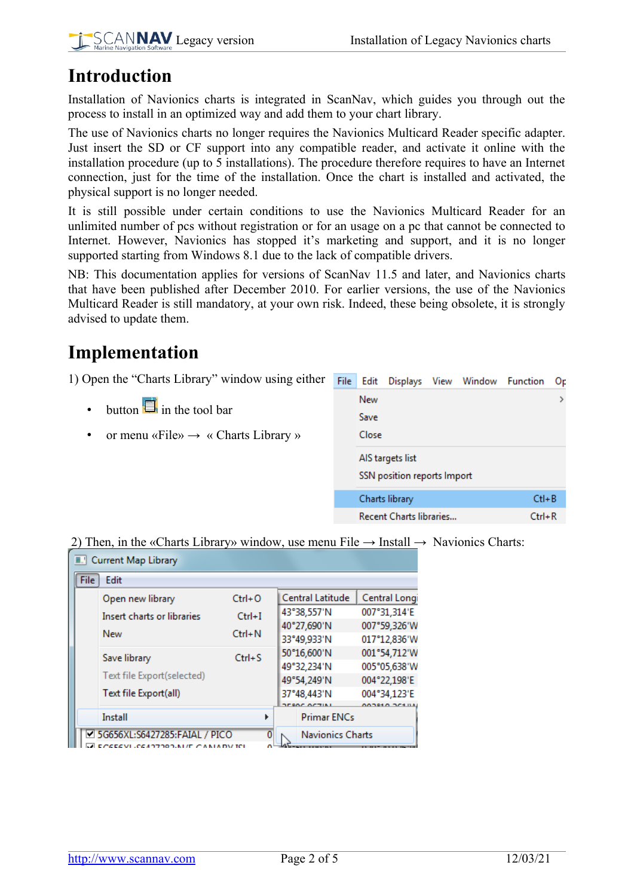# Introduction

Installation of Navionics charts is integrated in ScanNav, which guides you through out the process to install in an optimized way and add them to your chart library.

The use of Navionics charts no longer requires the Navionics Multicard Reader specific adapter. Just insert the SD or CF support into any compatible reader, and activate it online with the installation procedure (up to 5 installations). The procedure therefore requires to have an Internet connection, just for the time of the installation. Once the chart is installed and activated, the physical support is no longer needed.

It is still possible under certain conditions to use the Navionics Multicard Reader for an unlimited number of pcs without registration or for an usage on a pc that cannot be connected to Internet. However, Navionics has stopped it's marketing and support, and it is no longer supported starting from Windows 8.1 due to the lack of compatible drivers.

NB: This documentation applies for versions of ScanNav 11.5 and later, and Navionics charts that have been published after December 2010. For earlier versions, the use of the Navionics Multicard Reader is still mandatory, at your own risk. Indeed, these being obsolete, it is strongly advised to update them.

# Implementation

1) Open the "Charts Library" window using either

- button in the tool bar
- or menu «File» → « Charts Library »

2) Then, in the «Charts Library» window, use menu File → Install → Navionics Charts: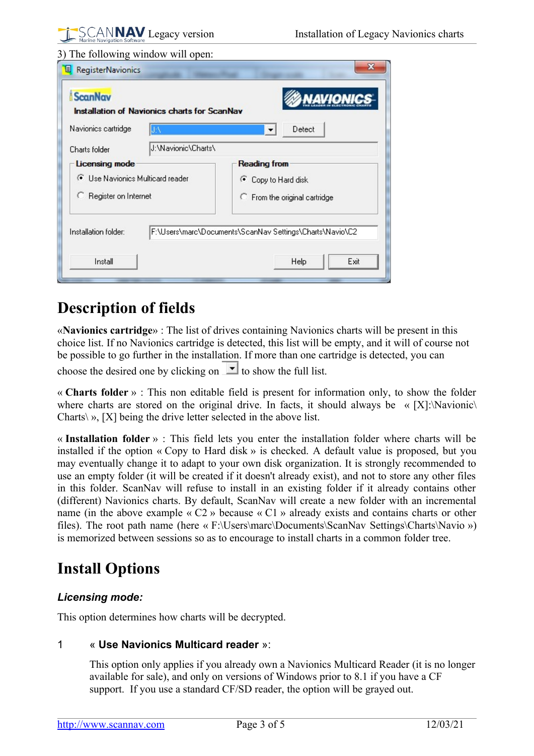3) The following window will open:

# Description of fields

«**Navionics cartridge**» : The list of drives containing Navionics charts will be present in this choice list. If no Navionics cartridge is detected, this list will be empty, and it will of course not be possible to go further in the installation. If more than one cartridge is detected, you can choose the desired one by clicking on ▼ to show the full list.

« **Charts folder** » : This non editable field is present for information only, to show the folder where charts are stored on the original drive. In facts, it should always be « [X]:\Navionic\Charts\ », [X] being the drive letter selected in the above list.

« **Installation folder** » : This field lets you enter the installation folder where charts will be installed if the option « Copy to Hard disk » is checked. A default value is proposed, but you may eventually change it to adapt to your own disk organization. It is strongly recommended to use an empty folder (it will be created if it doesn't already exist), and not to store any other files in this folder. ScanNav will refuse to install in an existing folder if it already contains other (different) Navionics charts. By default, ScanNav will create a new folder with an incremental name (in the above example « C2 » because « C1 » already exists and contains charts or other files). The root path name (here « F:\Users\marc\Documents\ScanNav Settings\Charts\Navio ») is memorized between sessions so as to encourage to install charts in a common folder tree.

# Install Options

### *Licensing mode:*

This option determines how charts will be decrypted.

1. « **Use Navionics Multicard reader** »:

   This option only applies if you already own a Navionics Multicard Reader (it is no longer available for sale), and only on versions of Windows prior to 8.1 if you have a CF support. If you use a standard CF/SD reader, the option will be grayed out.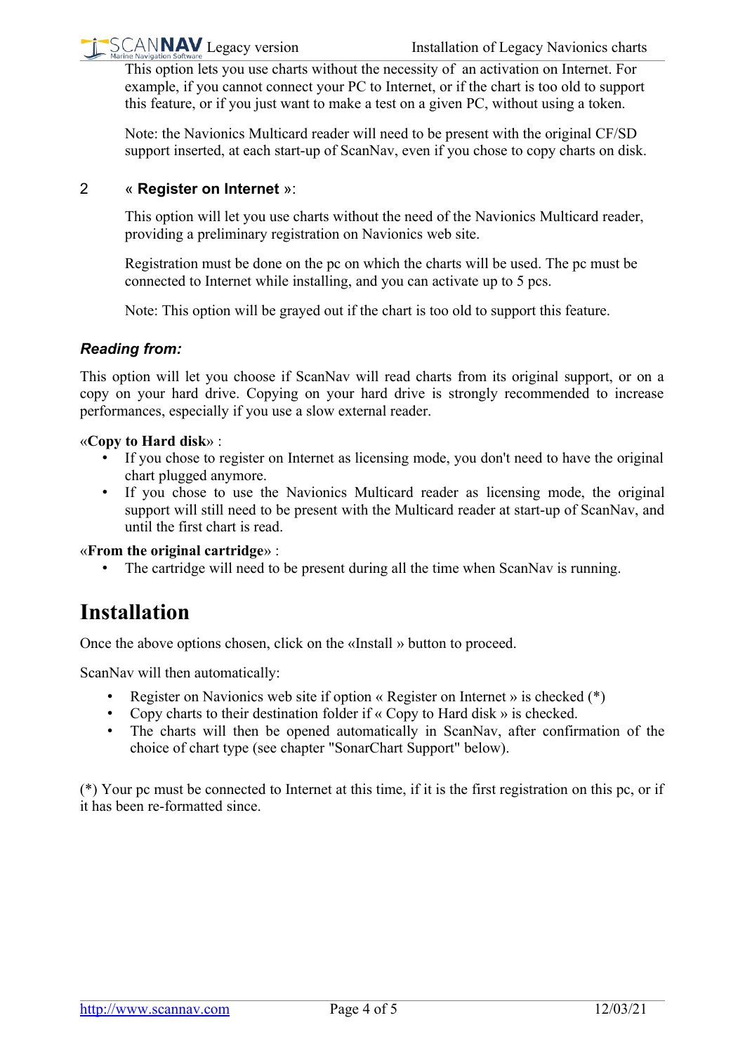This option lets you use charts without the necessity of  an activation on Internet. For example, if you cannot connect your PC to Internet, or if the chart is too old to support this feature, or if you just want to make a test on a given PC, without using a token.

Note: the Navionics Multicard reader will need to be present with the original CF/SD support inserted, at each start-up of ScanNav, even if you chose to copy charts on disk.

2 « **Register on Internet** »:

This option will let you use charts without the need of the Navionics Multicard reader, providing a preliminary registration on Navionics web site.

Registration must be done on the pc on which the charts will be used. The pc must be connected to Internet while installing, and you can activate up to 5 pcs.

Note: This option will be grayed out if the chart is too old to support this feature.

### *Reading from:*

This option will let you choose if ScanNav will read charts from its original support, or on a copy on your hard drive. Copying on your hard drive is strongly recommended to increase performances, especially if you use a slow external reader.

«**Copy to Hard disk**» :

- If you chose to register on Internet as licensing mode, you don't need to have the original chart plugged anymore.
- If you chose to use the Navionics Multicard reader as licensing mode, the original support will still need to be present with the Multicard reader at start-up of ScanNav, and until the first chart is read.

«**From the original cartridge**» :

- The cartridge will need to be present during all the time when ScanNav is running.

# Installation

Once the above options chosen, click on the «Install » button to proceed.

ScanNav will then automatically:

- Register on Navionics web site if option « Register on Internet » is checked (*)
- Copy charts to their destination folder if « Copy to Hard disk » is checked.
- The charts will then be opened automatically in ScanNav, after confirmation of the choice of chart type (see chapter "SonarChart Support" below).

(*) Your pc must be connected to Internet at this time, if it is the first registration on this pc, or if it has been re-formatted since.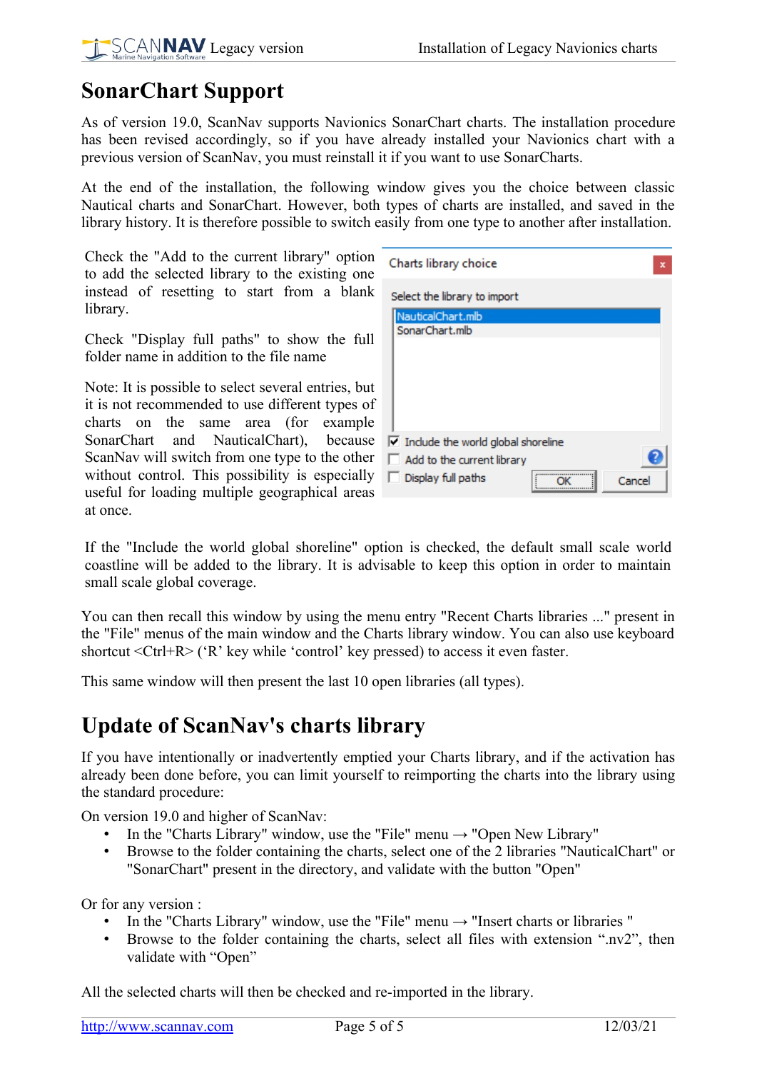# SonarChart Support

As of version 19.0, ScanNav supports Navionics SonarChart charts. The installation procedure has been revised accordingly, so if you have already installed your Navionics chart with a previous version of ScanNav, you must reinstall it if you want to use SonarCharts.

At the end of the installation, the following window gives you the choice between classic Nautical charts and SonarChart. However, both types of charts are installed, and saved in the library history. It is therefore possible to switch easily from one type to another after installation.

Check the "Add to the current library" option to add the selected library to the existing one instead of resetting to start from a blank library.

Check "Display full paths" to show the full folder name in addition to the file name

Note: It is possible to select several entries, but it is not recommended to use different types of charts on the same area (for example SonarChart and NauticalChart), because ScanNav will switch from one type to the other without control. This possibility is especially useful for loading multiple geographical areas at once.

If the "Include the world global shoreline" option is checked, the default small scale world coastline will be added to the library. It is advisable to keep this option in order to maintain small scale global coverage.

You can then recall this window by using the menu entry "Recent Charts libraries ..." present in the "File" menus of the main window and the Charts library window. You can also use keyboard shortcut <Ctrl+R> ('R' key while 'control' key pressed) to access it even faster.

This same window will then present the last 10 open libraries (all types).

# Update of ScanNav's charts library

If you have intentionally or inadvertently emptied your Charts library, and if the activation has already been done before, you can limit yourself to reimporting the charts into the library using the standard procedure:

On version 19.0 and higher of ScanNav:

- In the "Charts Library" window, use the "File" menu → "Open New Library"
- Browse to the folder containing the charts, select one of the 2 libraries "NauticalChart" or "SonarChart" present in the directory, and validate with the button "Open"

Or for any version :

- In the "Charts Library" window, use the "File" menu → "Insert charts or libraries "
- Browse to the folder containing the charts, select all files with extension ".nv2", then validate with "Open"

All the selected charts will then be checked and re-imported in the library.